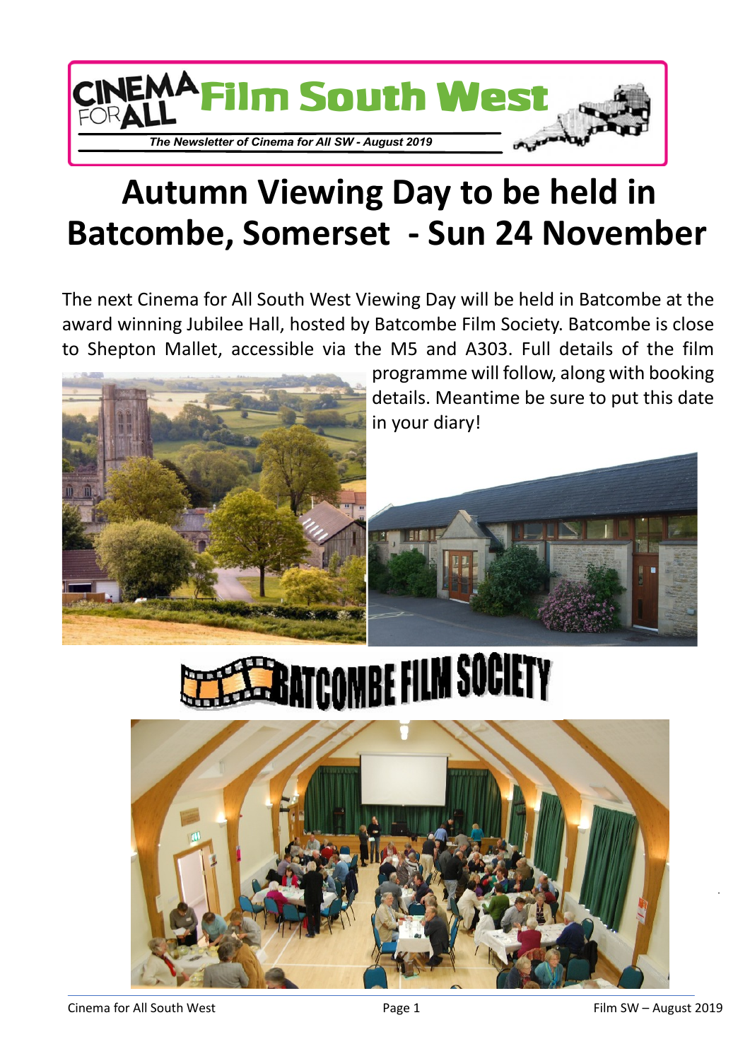# Film South West

*The Newsletter of Cinema for All SW - August 2019*

# Autumn Viewing Day to be held in Batcombe, Somerset - Sun 24 November

The next Cinema for All South West Viewing Day will be held in Batcombe at the award winning Jubilee Hall, hosted by Batcombe Film Society. Batcombe is close to Shepton Mallet, accessible via the M5 and A303. Full details of the film programme will follow, along with booking details. Meantime be sure to put this date in your diary!

BATCOMBE FILM SOCIETY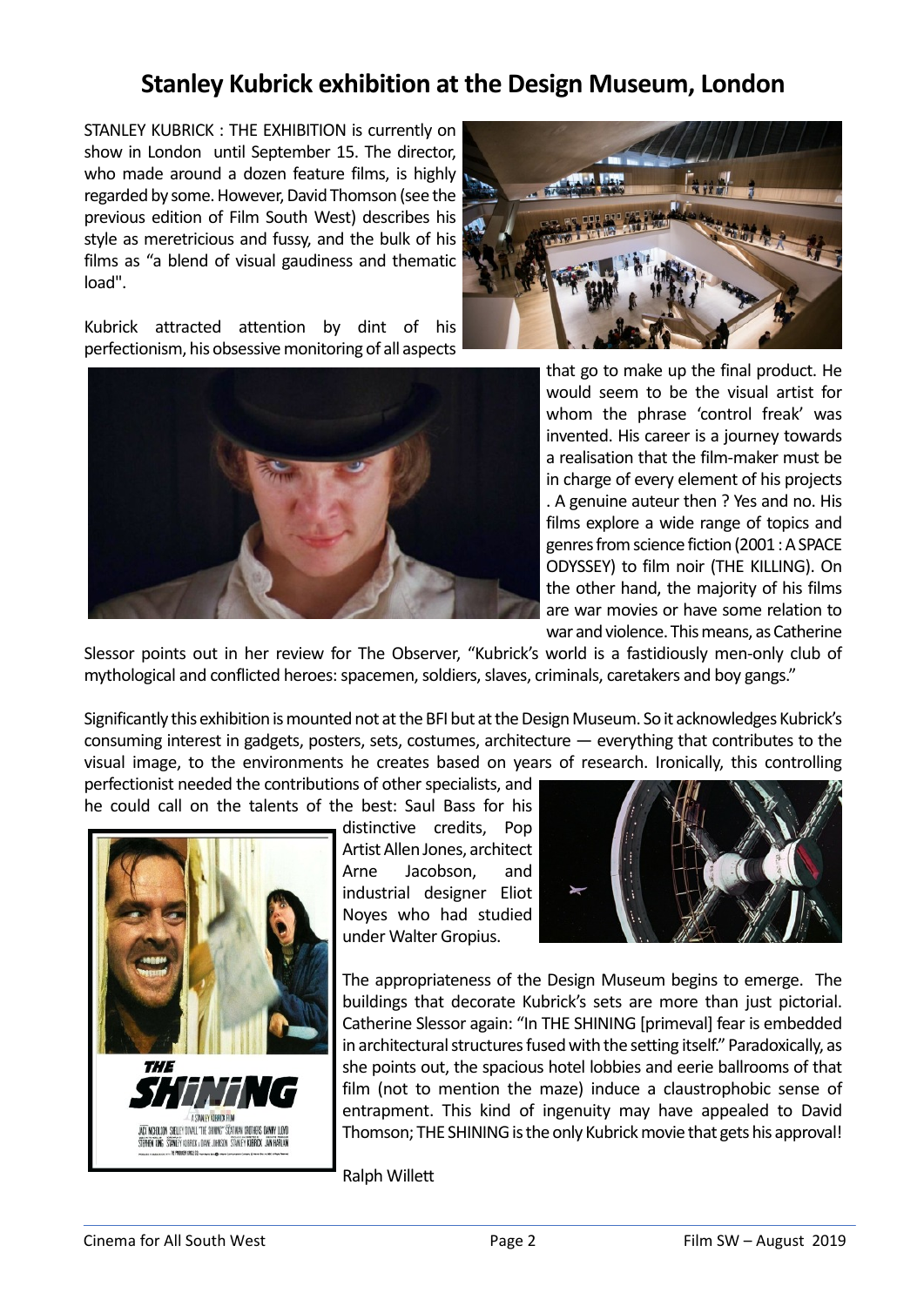# Stanley Kubrick exhibition at the Design Museum, London

STANLEY KUBRICK : THE EXHIBITION is currently on show in London until September 15. The director, who made around a dozen feature films, is highly regarded by some. However, David Thomson (see the previous edition of Film South West) describes his style as meretricious and fussy, and the bulk of his films as "a blend of visual gaudiness and thematic load".

Kubrick attracted attention by dint of his perfectionism, his obsessive monitoring of all aspects that go to make up the final product. He would seem to be the visual artist for whom the phrase 'control freak' was invented. His career is a journey towards a realisation that the film-maker must be in charge of every element of his projects . A genuine auteur then ? Yes and no. His films explore a wide range of topics and genres from science fiction (2001 : A SPACE ODYSSEY) to film noir (THE KILLING). On the other hand, the majority of his films are war movies or have some relation to war and violence. This means, as Catherine Slessor points out in her review for The Observer, "Kubrick's world is a fastidiously men-only club of mythological and conflicted heroes: spacemen, soldiers, slaves, criminals, caretakers and boy gangs."

Significantly this exhibition is mounted not at the BFI but at the Design Museum. So it acknowledges Kubrick's consuming interest in gadgets, posters, sets, costumes, architecture — everything that contributes to the visual image, to the environments he creates based on years of research. Ironically, this controlling perfectionist needed the contributions of other specialists, and he could call on the talents of the best: Saul Bass for his distinctive credits, Pop Artist Allen Jones, architect Arne Jacobson, and industrial designer Eliot Noyes who had studied under Walter Gropius.

The appropriateness of the Design Museum begins to emerge. The buildings that decorate Kubrick's sets are more than just pictorial. Catherine Slessor again: "In THE SHINING [primeval] fear is embedded in architectural structures fused with the setting itself." Paradoxically, as she points out, the spacious hotel lobbies and eerie ballrooms of that film (not to mention the maze) induce a claustrophobic sense of entrapment. This kind of ingenuity may have appealed to David Thomson; THE SHINING is the only Kubrick movie that gets his approval!

Ralph Willett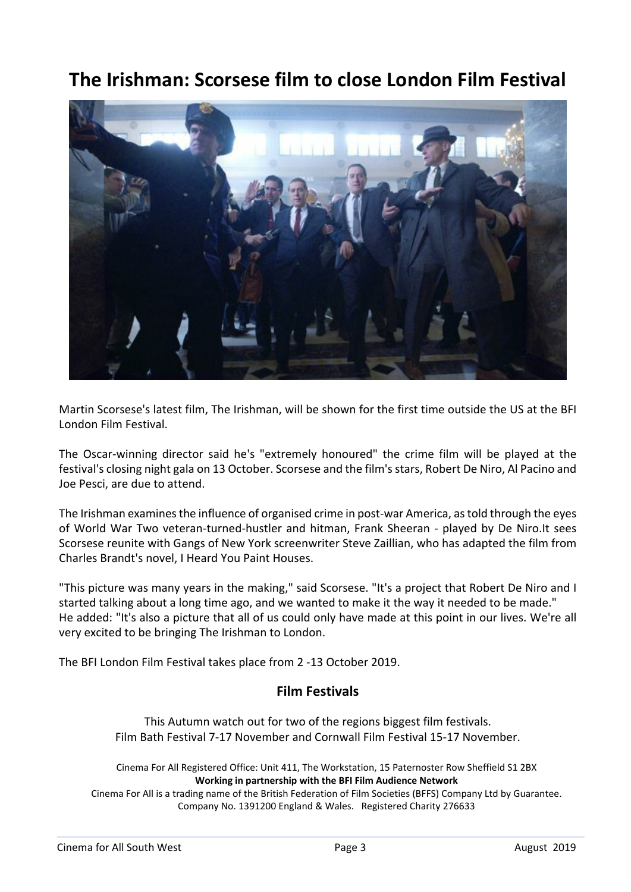# The Irishman: Scorsese film to close London Film Festival

Martin Scorsese's latest film, The Irishman, will be shown for the first time outside the US at the BFI London Film Festival.

The Oscar-winning director said he's "extremely honoured" the crime film will be played at the festival's closing night gala on 13 October. Scorsese and the film's stars, Robert De Niro, Al Pacino and Joe Pesci, are due to attend.

The Irishman examines the influence of organised crime in post-war America, as told through the eyes of World War Two veteran-turned-hustler and hitman, Frank Sheeran - played by De Niro.It sees Scorsese reunite with Gangs of New York screenwriter Steve Zaillian, who has adapted the film from Charles Brandt's novel, I Heard You Paint Houses.

"This picture was many years in the making," said Scorsese. "It's a project that Robert De Niro and I started talking about a long time ago, and we wanted to make it the way it needed to be made."
He added: "It's also a picture that all of us could only have made at this point in our lives. We're all very excited to be bringing The Irishman to London.

The BFI London Film Festival takes place from 2 -13 October 2019.

## Film Festivals

This Autumn watch out for two of the regions biggest film festivals.
Film Bath Festival 7-17 November and Cornwall Film Festival 15-17 November.

Cinema For All Registered Office: Unit 411, The Workstation, 15 Paternoster Row Sheffield S1 2BX
**Working in partnership with the BFI Film Audience Network**
Cinema For All is a trading name of the British Federation of Film Societies (BFFS) Company Ltd by Guarantee.
Company No. 1391200 England & Wales. Registered Charity 276633